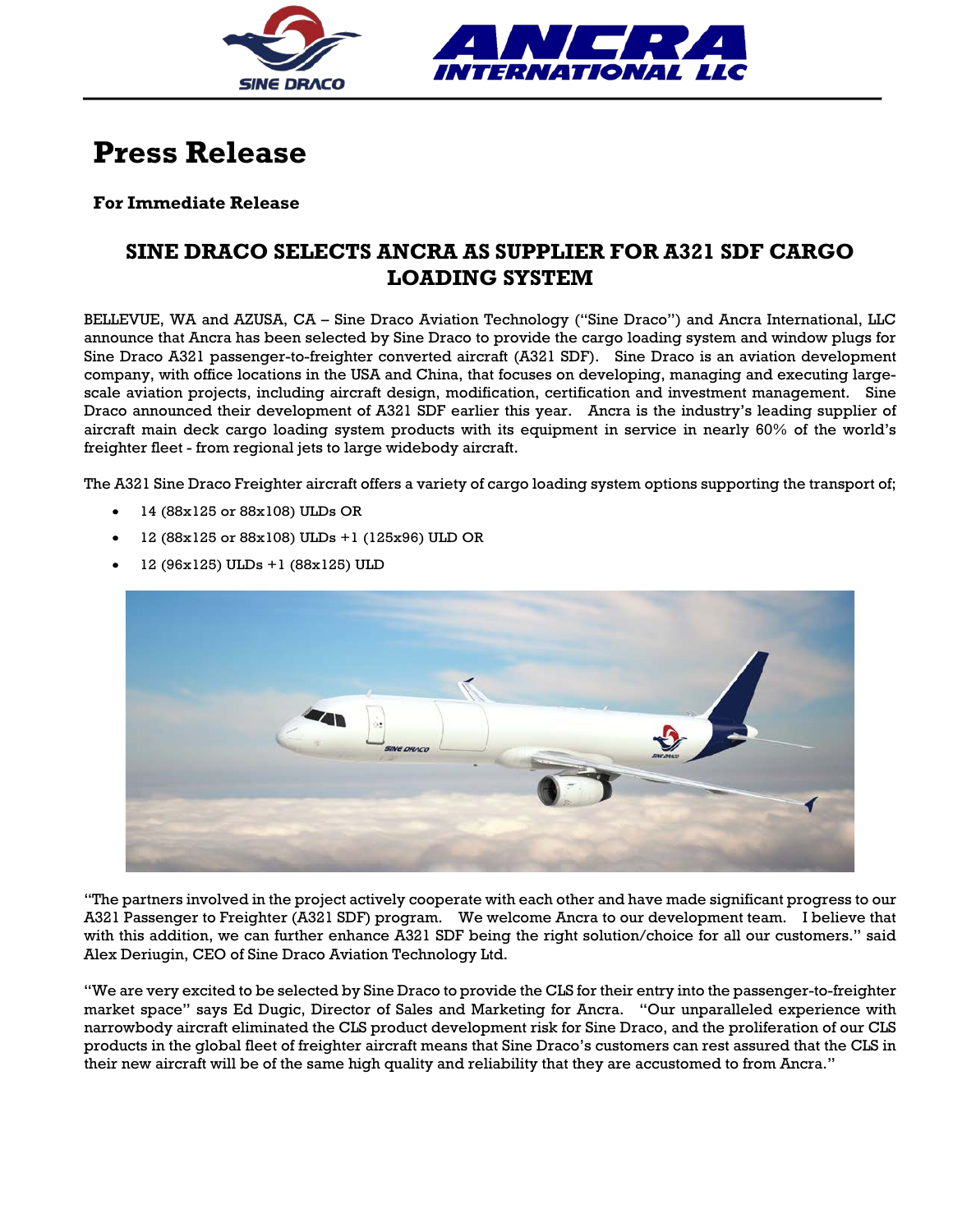# Press Release

**For Immediate Release**

## SINE DRACO SELECTS ANCRA AS SUPPLIER FOR A321 SDF CARGO LOADING SYSTEM

BELLEVUE, WA and AZUSA, CA – Sine Draco Aviation Technology ("Sine Draco") and Ancra International, LLC announce that Ancra has been selected by Sine Draco to provide the cargo loading system and window plugs for Sine Draco A321 passenger-to-freighter converted aircraft (A321 SDF). Sine Draco is an aviation development company, with office locations in the USA and China, that focuses on developing, managing and executing large-scale aviation projects, including aircraft design, modification, certification and investment management. Sine Draco announced their development of A321 SDF earlier this year. Ancra is the industry's leading supplier of aircraft main deck cargo loading system products with its equipment in service in nearly 60% of the world's freighter fleet - from regional jets to large widebody aircraft.

The A321 Sine Draco Freighter aircraft offers a variety of cargo loading system options supporting the transport of;

- 14 (88x125 or 88x108) ULDs OR
- 12 (88x125 or 88x108) ULDs +1 (125x96) ULD OR
- 12 (96x125) ULDs +1 (88x125) ULD

"The partners involved in the project actively cooperate with each other and have made significant progress to our A321 Passenger to Freighter (A321 SDF) program. We welcome Ancra to our development team. I believe that with this addition, we can further enhance A321 SDF being the right solution/choice for all our customers." said Alex Deriugin, CEO of Sine Draco Aviation Technology Ltd.

"We are very excited to be selected by Sine Draco to provide the CLS for their entry into the passenger-to-freighter market space" says Ed Dugic, Director of Sales and Marketing for Ancra. "Our unparalleled experience with narrowbody aircraft eliminated the CLS product development risk for Sine Draco, and the proliferation of our CLS products in the global fleet of freighter aircraft means that Sine Draco's customers can rest assured that the CLS in their new aircraft will be of the same high quality and reliability that they are accustomed to from Ancra."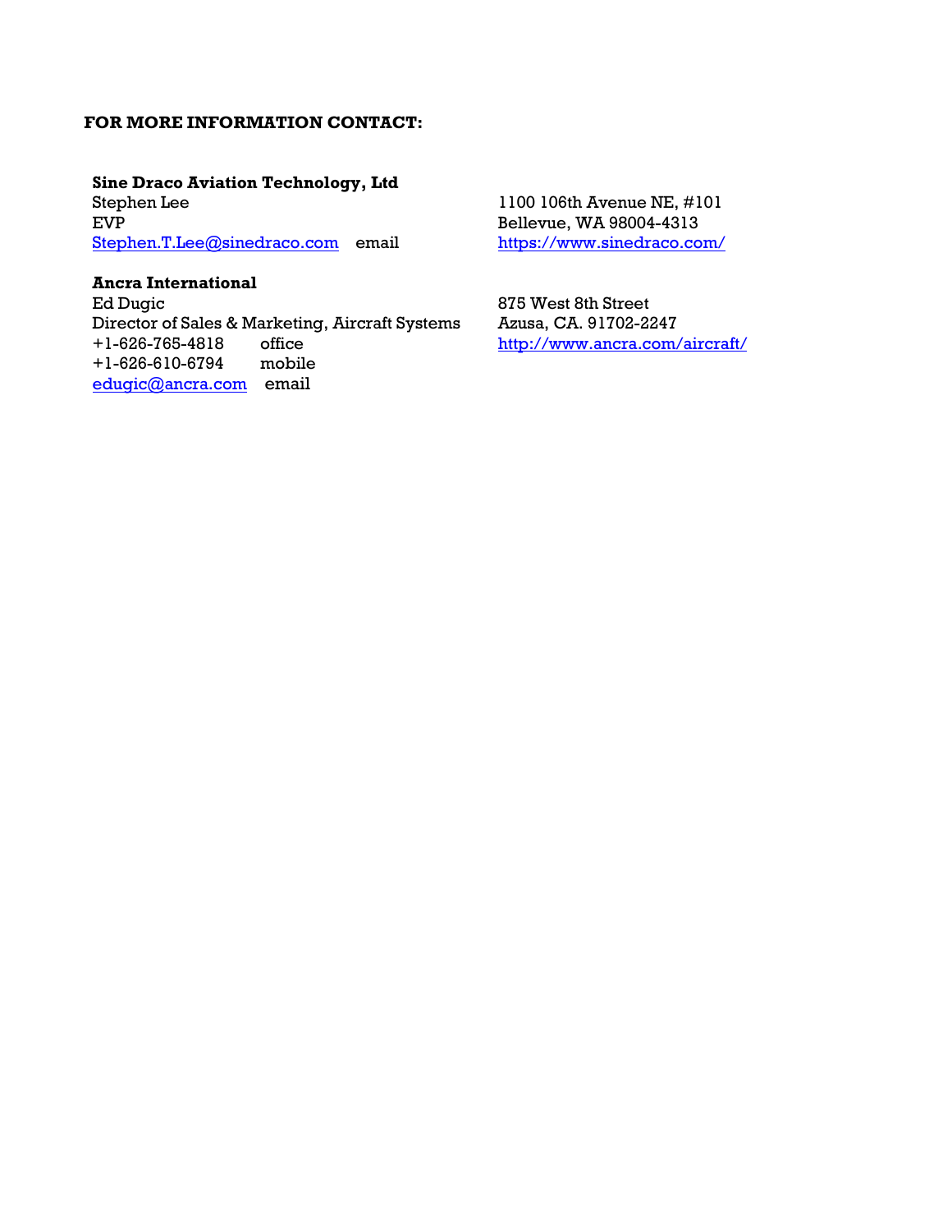**FOR MORE INFORMATION CONTACT:**

**Sine Draco Aviation Technology, Ltd**
Stephen Lee
EVP
Stephen.T.Lee@sinedraco.com email

1100 106th Avenue NE, #101
Bellevue, WA 98004-4313
https://www.sinedraco.com/

**Ancra International**
Ed Dugic
Director of Sales & Marketing, Aircraft Systems
+1-626-765-4818 office
+1-626-610-6794 mobile
edugic@ancra.com email

875 West 8th Street
Azusa, CA. 91702-2247
http://www.ancra.com/aircraft/